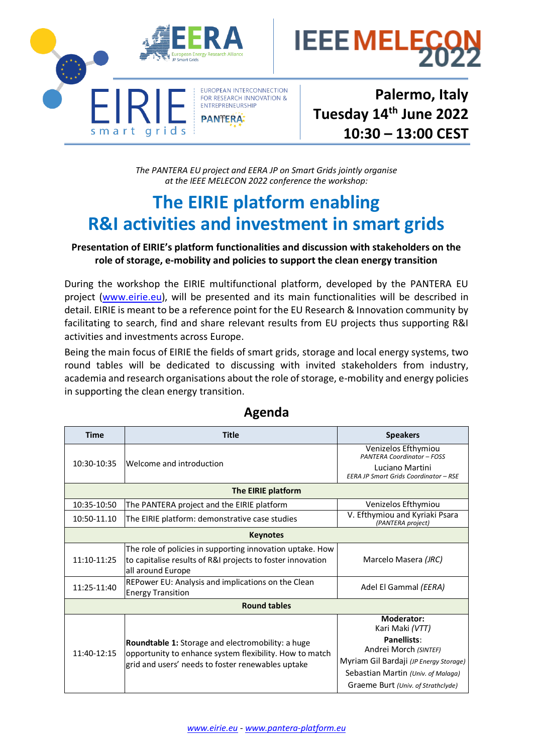EERA
European Energy Research Alliance
JP Smart Grids

IEEE MELECON 2022

EIRIE smart grids

EUROPEAN INTERCONNECTION FOR RESEARCH INNOVATION & ENTREPRENEURSHIP

PANTERA

**Palermo, Italy**
**Tuesday 14th June 2022**
**10:30 – 13:00 CEST**

*The PANTERA EU project and EERA JP on Smart Grids jointly organise at the IEEE MELECON 2022 conference the workshop:*

# The EIRIE platform enabling R&I activities and investment in smart grids

**Presentation of EIRIE's platform functionalities and discussion with stakeholders on the role of storage, e-mobility and policies to support the clean energy transition**

During the workshop the EIRIE multifunctional platform, developed by the PANTERA EU project (www.eirie.eu), will be presented and its main functionalities will be described in detail. EIRIE is meant to be a reference point for the EU Research & Innovation community by facilitating to search, find and share relevant results from EU projects thus supporting R&I activities and investments across Europe.

Being the main focus of EIRIE the fields of smart grids, storage and local energy systems, two round tables will be dedicated to discussing with invited stakeholders from industry, academia and research organisations about the role of storage, e-mobility and energy policies in supporting the clean energy transition.

## Agenda

| Time | Title | Speakers |
|---|---|---|
| 10:30-10:35 | Welcome and introduction | Venizelos Efthymiou *PANTERA Coordinator – FOSS* Luciano Martini *EERA JP Smart Grids Coordinator – RSE* |
| | **The EIRIE platform** | |
| 10:35-10:50 | The PANTERA project and the EIRIE platform | Venizelos Efthymiou |
| 10:50-11.10 | The EIRIE platform: demonstrative case studies | V. Efthymiou and Kyriaki Psara *(PANTERA project)* |
| | **Keynotes** | |
| 11:10-11:25 | The role of policies in supporting innovation uptake. How to capitalise results of R&I projects to foster innovation all around Europe | Marcelo Masera *(JRC)* |
| 11:25-11:40 | REPower EU: Analysis and implications on the Clean Energy Transition | Adel El Gammal *(EERA)* |
| | **Round tables** | |
| 11:40-12:15 | **Roundtable 1:** Storage and electromobility: a huge opportunity to enhance system flexibility. How to match grid and users' needs to foster renewables uptake | **Moderator:** Kari Maki *(VTT)* **Panellists**: Andrei Morch *(SINTEF)* Myriam Gil Bardaji *(JP Energy Storage)* Sebastian Martin *(Univ. of Malaga)* Graeme Burt *(Univ. of Strathclyde)* |

*www.eirie.eu - www.pantera-platform.eu*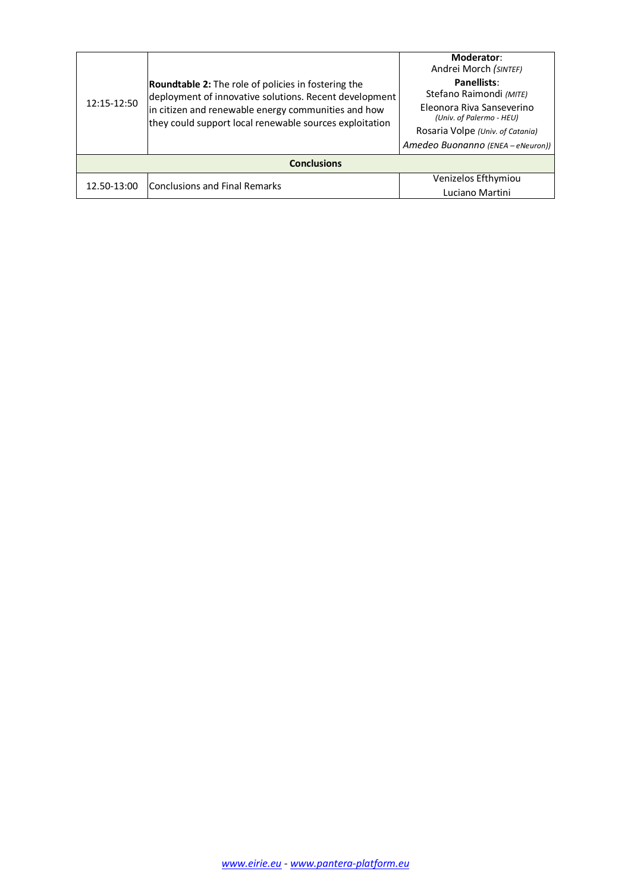| | | |
|---|---|---|
| 12:15-12:50 | **Roundtable 2:** The role of policies in fostering the deployment of innovative solutions. Recent development in citizen and renewable energy communities and how they could support local renewable sources exploitation | **Moderator**:<br>Andrei Morch *(SINTEF)*<br>**Panellists**:<br>Stefano Raimondi *(MITE)*<br>Eleonora Riva Sanseverino *(Univ. of Palermo - HEU)*<br>Rosaria Volpe *(Univ. of Catania)*<br>*Amedeo Buonanno (ENEA – eNeuron))* |
| **Conclusions** | | |
| 12.50-13:00 | Conclusions and Final Remarks | Venizelos Efthymiou<br>Luciano Martini |

*www.eirie.eu* - *www.pantera-platform.eu*